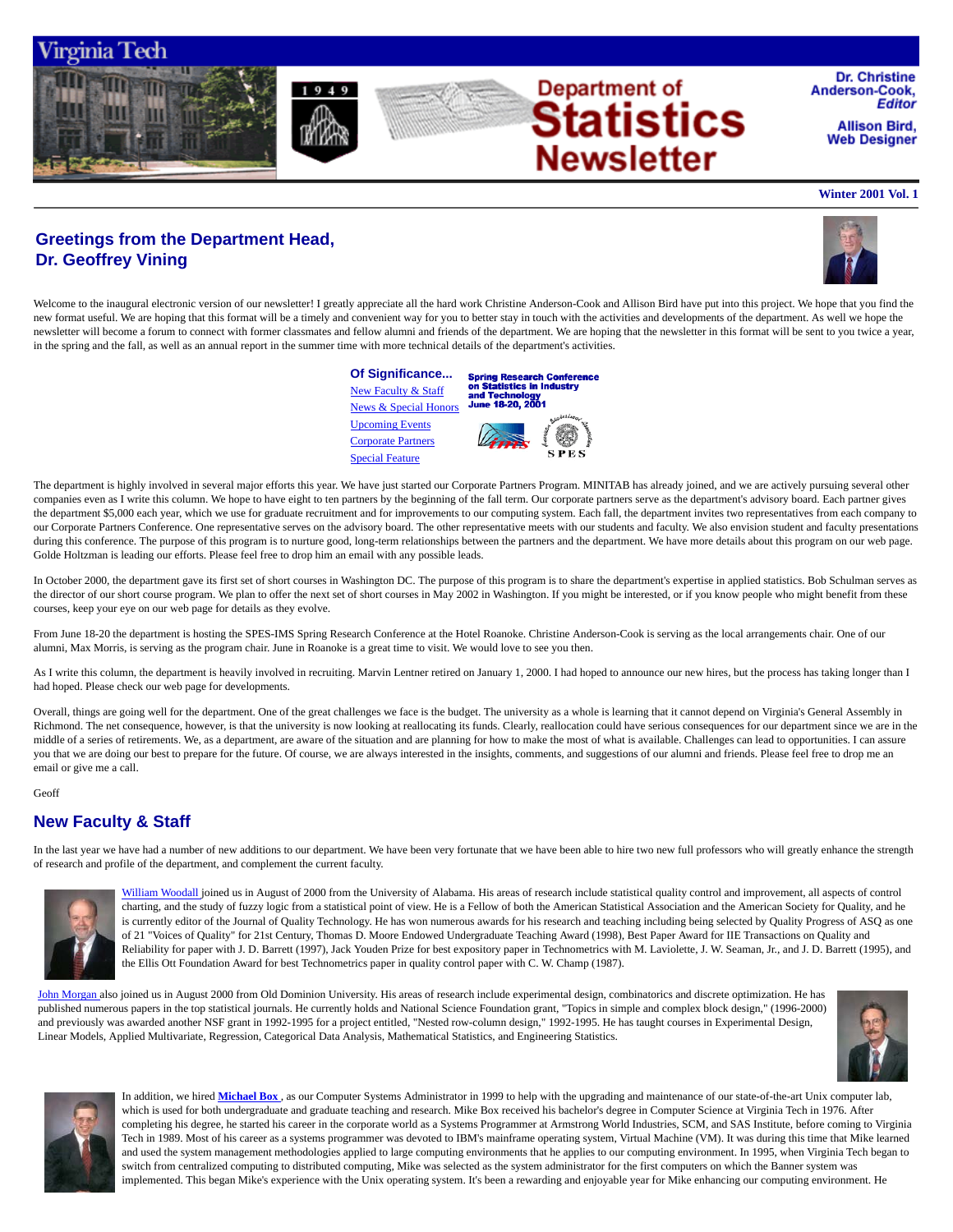Virginia Tech

# Department of Statistics Newsletter

**Dr. Christine Anderson-Cook,** ***Editor***

**Allison Bird, Web Designer**

**Winter 2001 Vol. 1**

## Greetings from the Department Head, Dr. Geoffrey Vining

Welcome to the inaugural electronic version of our newsletter! I greatly appreciate all the hard work Christine Anderson-Cook and Allison Bird have put into this project. We hope that you find the new format useful. We are hoping that this format will be a timely and convenient way for you to better stay in touch with the activities and developments of the department. As well we hope the newsletter will become a forum to connect with former classmates and fellow alumni and friends of the department. We are hoping that the newsletter in this format will be sent to you twice a year, in the spring and the fall, as well as an annual report in the summer time with more technical details of the department's activities.

**Of Significance...**

- New Faculty & Staff
- News & Special Honors
- Upcoming Events
- Corporate Partners
- Special Feature

**Spring Research Conference on Statistics in Industry and Technology June 18-20, 2001**

The department is highly involved in several major efforts this year. We have just started our Corporate Partners Program. MINITAB has already joined, and we are actively pursuing several other companies even as I write this column. We hope to have eight to ten partners by the beginning of the fall term. Our corporate partners serve as the department's advisory board. Each partner gives the department $5,000 each year, which we use for graduate recruitment and for improvements to our computing system. Each fall, the department invites two representatives from each company to our Corporate Partners Conference. One representative serves on the advisory board. The other representative meets with our students and faculty. We also envision student and faculty presentations during this conference. The purpose of this program is to nurture good, long-term relationships between the partners and the department. We have more details about this program on our web page. Golde Holtzman is leading our efforts. Please feel free to drop him an email with any possible leads.

In October 2000, the department gave its first set of short courses in Washington DC. The purpose of this program is to share the department's expertise in applied statistics. Bob Schulman serves as the director of our short course program. We plan to offer the next set of short courses in May 2002 in Washington. If you might be interested, or if you know people who might benefit from these courses, keep your eye on our web page for details as they evolve.

From June 18-20 the department is hosting the SPES-IMS Spring Research Conference at the Hotel Roanoke. Christine Anderson-Cook is serving as the local arrangements chair. One of our alumni, Max Morris, is serving as the program chair. June in Roanoke is a great time to visit. We would love to see you then.

As I write this column, the department is heavily involved in recruiting. Marvin Lentner retired on January 1, 2000. I had hoped to announce our new hires, but the process has taking longer than I had hoped. Please check our web page for developments.

Overall, things are going well for the department. One of the great challenges we face is the budget. The university as a whole is learning that it cannot depend on Virginia's General Assembly in Richmond. The net consequence, however, is that the university is now looking at reallocating its funds. Clearly, reallocation could have serious consequences for our department since we are in the middle of a series of retirements. We, as a department, are aware of the situation and are planning for how to make the most of what is available. Challenges can lead to opportunities. I can assure you that we are doing our best to prepare for the future. Of course, we are always interested in the insights, comments, and suggestions of our alumni and friends. Please feel free to drop me an email or give me a call.

Geoff

## New Faculty & Staff

In the last year we have had a number of new additions to our department. We have been very fortunate that we have been able to hire two new full professors who will greatly enhance the strength of research and profile of the department, and complement the current faculty.

William Woodall joined us in August of 2000 from the University of Alabama. His areas of research include statistical quality control and improvement, all aspects of control charting, and the study of fuzzy logic from a statistical point of view. He is a Fellow of both the American Statistical Association and the American Society for Quality, and he is currently editor of the Journal of Quality Technology. He has won numerous awards for his research and teaching including being selected by Quality Progress of ASQ as one of 21 "Voices of Quality" for 21st Century, Thomas D. Moore Endowed Undergraduate Teaching Award (1998), Best Paper Award for IIE Transactions on Quality and Reliability for paper with J. D. Barrett (1997), Jack Youden Prize for best expository paper in Technometrics with M. Laviolette, J. W. Seaman, Jr., and J. D. Barrett (1995), and the Ellis Ott Foundation Award for best Technometrics paper in quality control paper with C. W. Champ (1987).

John Morgan also joined us in August 2000 from Old Dominion University. His areas of research include experimental design, combinatorics and discrete optimization. He has published numerous papers in the top statistical journals. He currently holds and National Science Foundation grant, "Topics in simple and complex block design," (1996-2000) and previously was awarded another NSF grant in 1992-1995 for a project entitled, "Nested row-column design," 1992-1995. He has taught courses in Experimental Design, Linear Models, Applied Multivariate, Regression, Categorical Data Analysis, Mathematical Statistics, and Engineering Statistics.

In addition, we hired **Michael Box** , as our Computer Systems Administrator in 1999 to help with the upgrading and maintenance of our state-of-the-art Unix computer lab, which is used for both undergraduate and graduate teaching and research. Mike Box received his bachelor's degree in Computer Science at Virginia Tech in 1976. After completing his degree, he started his career in the corporate world as a Systems Programmer at Armstrong World Industries, SCM, and SAS Institute, before coming to Virginia Tech in 1989. Most of his career as a systems programmer was devoted to IBM's mainframe operating system, Virtual Machine (VM). It was during this time that Mike learned and used the system management methodologies applied to large computing environments that he applies to our computing environment. In 1995, when Virginia Tech began to switch from centralized computing to distributed computing, Mike was selected as the system administrator for the first computers on which the Banner system was implemented. This began Mike's experience with the Unix operating system. It's been a rewarding and enjoyable year for Mike enhancing our computing environment. He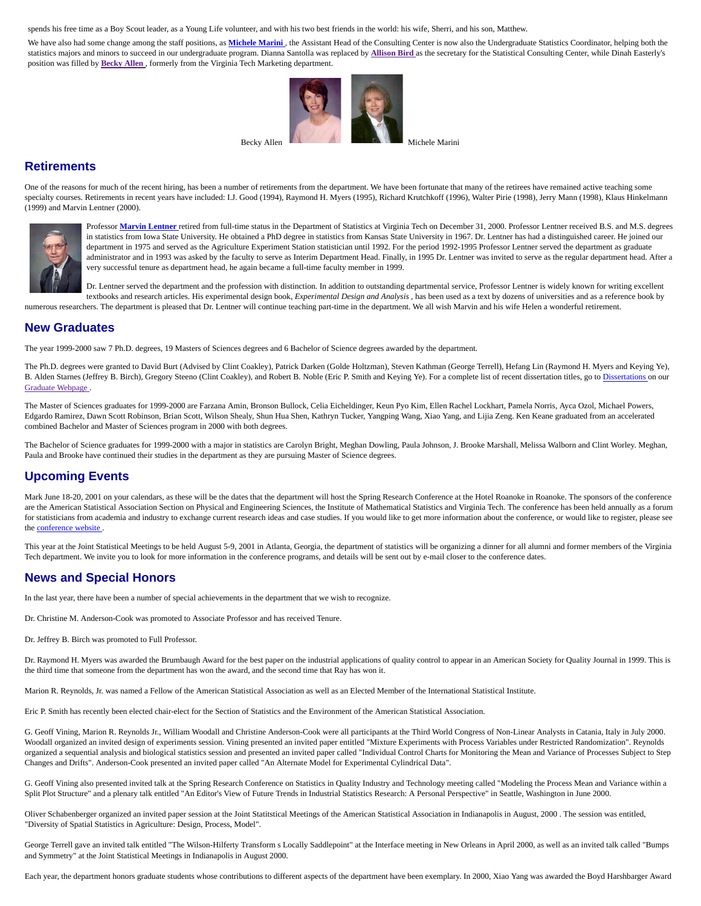spends his free time as a Boy Scout leader, as a Young Life volunteer, and with his two best friends in the world: his wife, Sherri, and his son, Matthew.

We have also had some change among the staff positions, as **Michele Marini** , the Assistant Head of the Consulting Center is now also the Undergraduate Statistics Coordinator, helping both the statistics majors and minors to succeed in our undergraduate program. Dianna Santolla was replaced by **Allison Bird** as the secretary for the Statistical Consulting Center, while Dinah Easterly's position was filled by **Becky Allen** , formerly from the Virginia Tech Marketing department.

Becky Allen Michele Marini

## Retirements

One of the reasons for much of the recent hiring, has been a number of retirements from the department. We have been fortunate that many of the retirees have remained active teaching some specialty courses. Retirements in recent years have included: I.J. Good (1994), Raymond H. Myers (1995), Richard Krutchkoff (1996), Walter Pirie (1998), Jerry Mann (1998), Klaus Hinkelmann (1999) and Marvin Lentner (2000).

Professor **Marvin Lentner** retired from full-time status in the Department of Statistics at Virginia Tech on December 31, 2000. Professor Lentner received B.S. and M.S. degrees in statistics from Iowa State University. He obtained a PhD degree in statistics from Kansas State University in 1967. Dr. Lentner has had a distinguished career. He joined our department in 1975 and served as the Agriculture Experiment Station statistician until 1992. For the period 1992-1995 Professor Lentner served the department as graduate administrator and in 1993 was asked by the faculty to serve as Interim Department Head. Finally, in 1995 Dr. Lentner was invited to serve as the regular department head. After a very successful tenure as department head, he again became a full-time faculty member in 1999.

Dr. Lentner served the department and the profession with distinction. In addition to outstanding departmental service, Professor Lentner is widely known for writing excellent textbooks and research articles. His experimental design book, *Experimental Design and Analysis* , has been used as a text by dozens of universities and as a reference book by numerous researchers. The department is pleased that Dr. Lentner will continue teaching part-time in the department. We all wish Marvin and his wife Helen a wonderful retirement.

## New Graduates

The year 1999-2000 saw 7 Ph.D. degrees, 19 Masters of Sciences degrees and 6 Bachelor of Science degrees awarded by the department.

The Ph.D. degrees were granted to David Burt (Advised by Clint Coakley), Patrick Darken (Golde Holtzman), Steven Kathman (George Terrell), Hefang Lin (Raymond H. Myers and Keying Ye), B. Alden Starnes (Jeffrey B. Birch), Gregory Steeno (Clint Coakley), and Robert B. Noble (Eric P. Smith and Keying Ye). For a complete list of recent dissertation titles, go to Dissertations on our Graduate Webpage .

The Master of Sciences graduates for 1999-2000 are Farzana Amin, Bronson Bullock, Celia Eicheldinger, Keun Pyo Kim, Ellen Rachel Lockhart, Pamela Norris, Ayca Ozol, Michael Powers, Edgardo Ramirez, Dawn Scott Robinson, Brian Scott, Wilson Shealy, Shun Hua Shen, Kathryn Tucker, Yangping Wang, Xiao Yang, and Lijia Zeng. Ken Keane graduated from an accelerated combined Bachelor and Master of Sciences program in 2000 with both degrees.

The Bachelor of Science graduates for 1999-2000 with a major in statistics are Carolyn Bright, Meghan Dowling, Paula Johnson, J. Brooke Marshall, Melissa Walborn and Clint Worley. Meghan, Paula and Brooke have continued their studies in the department as they are pursuing Master of Science degrees.

## Upcoming Events

Mark June 18-20, 2001 on your calendars, as these will be the dates that the department will host the Spring Research Conference at the Hotel Roanoke in Roanoke. The sponsors of the conference are the American Statistical Association Section on Physical and Engineering Sciences, the Institute of Mathematical Statistics and Virginia Tech. The conference has been held annually as a forum for statisticians from academia and industry to exchange current research ideas and case studies. If you would like to get more information about the conference, or would like to register, please see the conference website .

This year at the Joint Statistical Meetings to be held August 5-9, 2001 in Atlanta, Georgia, the department of statistics will be organizing a dinner for all alumni and former members of the Virginia Tech department. We invite you to look for more information in the conference programs, and details will be sent out by e-mail closer to the conference dates.

## News and Special Honors

In the last year, there have been a number of special achievements in the department that we wish to recognize.

Dr. Christine M. Anderson-Cook was promoted to Associate Professor and has received Tenure.

Dr. Jeffrey B. Birch was promoted to Full Professor.

Dr. Raymond H. Myers was awarded the Brumbaugh Award for the best paper on the industrial applications of quality control to appear in an American Society for Quality Journal in 1999. This is the third time that someone from the department has won the award, and the second time that Ray has won it.

Marion R. Reynolds, Jr. was named a Fellow of the American Statistical Association as well as an Elected Member of the International Statistical Institute.

Eric P. Smith has recently been elected chair-elect for the Section of Statistics and the Environment of the American Statistical Association.

G. Geoff Vining, Marion R. Reynolds Jr., William Woodall and Christine Anderson-Cook were all participants at the Third World Congress of Non-Linear Analysts in Catania, Italy in July 2000. Woodall organized an invited design of experiments session. Vining presented an invited paper entitled "Mixture Experiments with Process Variables under Restricted Randomization". Reynolds organized a sequential analysis and biological statistics session and presented an invited paper called "Individual Control Charts for Monitoring the Mean and Variance of Processes Subject to Step Changes and Drifts". Anderson-Cook presented an invited paper called "An Alternate Model for Experimental Cylindrical Data".

G. Geoff Vining also presented invited talk at the Spring Research Conference on Statistics in Quality Industry and Technology meeting called "Modeling the Process Mean and Variance within a Split Plot Structure" and a plenary talk entitled "An Editor's View of Future Trends in Industrial Statistics Research: A Personal Perspective" in Seattle, Washington in June 2000.

Oliver Schabenberger organized an invited paper session at the Joint Statitstical Meetings of the American Statistical Association in Indianapolis in August, 2000 . The session was entitled, "Diversity of Spatial Statistics in Agriculture: Design, Process, Model".

George Terrell gave an invited talk entitled "The Wilson-Hilferty Transform s Locally Saddlepoint" at the Interface meeting in New Orleans in April 2000, as well as an invited talk called "Bumps and Symmetry" at the Joint Statistical Meetings in Indianapolis in August 2000.

Each year, the department honors graduate students whose contributions to different aspects of the department have been exemplary. In 2000, Xiao Yang was awarded the Boyd Harshbarger Award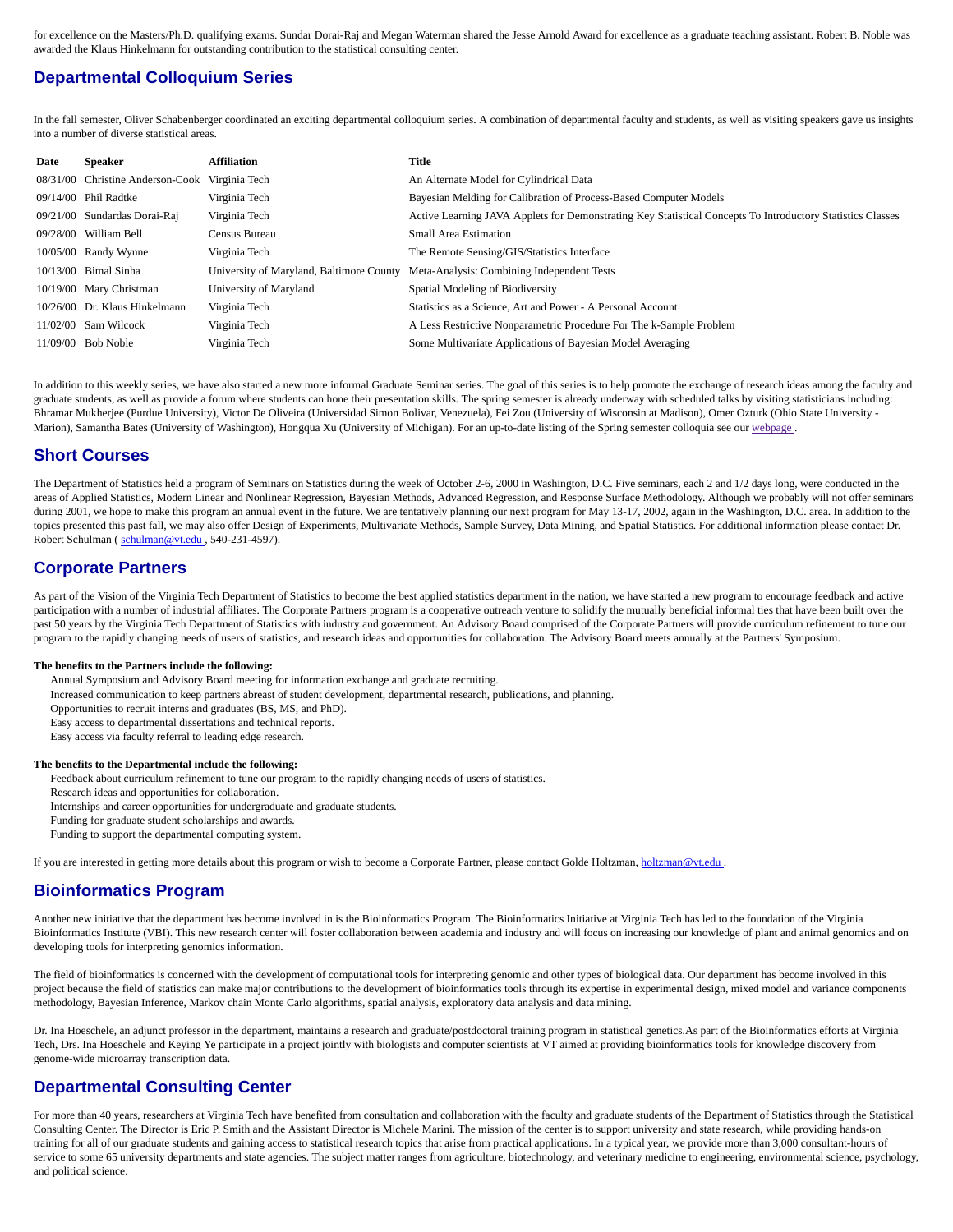for excellence on the Masters/Ph.D. qualifying exams. Sundar Dorai-Raj and Megan Waterman shared the Jesse Arnold Award for excellence as a graduate teaching assistant. Robert B. Noble was awarded the Klaus Hinkelmann for outstanding contribution to the statistical consulting center.

## Departmental Colloquium Series

In the fall semester, Oliver Schabenberger coordinated an exciting departmental colloquium series. A combination of departmental faculty and students, as well as visiting speakers gave us insights into a number of diverse statistical areas.

| Date | Speaker | Affiliation | Title |
|---|---|---|---|
| 08/31/00 | Christine Anderson-Cook | Virginia Tech | An Alternate Model for Cylindrical Data |
| 09/14/00 | Phil Radtke | Virginia Tech | Bayesian Melding for Calibration of Process-Based Computer Models |
| 09/21/00 | Sundardas Dorai-Raj | Virginia Tech | Active Learning JAVA Applets for Demonstrating Key Statistical Concepts To Introductory Statistics Classes |
| 09/28/00 | William Bell | Census Bureau | Small Area Estimation |
| 10/05/00 | Randy Wynne | Virginia Tech | The Remote Sensing/GIS/Statistics Interface |
| 10/13/00 | Bimal Sinha | University of Maryland, Baltimore County | Meta-Analysis: Combining Independent Tests |
| 10/19/00 | Mary Christman | University of Maryland | Spatial Modeling of Biodiversity |
| 10/26/00 | Dr. Klaus Hinkelmann | Virginia Tech | Statistics as a Science, Art and Power - A Personal Account |
| 11/02/00 | Sam Wilcock | Virginia Tech | A Less Restrictive Nonparametric Procedure For The k-Sample Problem |
| 11/09/00 | Bob Noble | Virginia Tech | Some Multivariate Applications of Bayesian Model Averaging |

In addition to this weekly series, we have also started a new more informal Graduate Seminar series. The goal of this series is to help promote the exchange of research ideas among the faculty and graduate students, as well as provide a forum where students can hone their presentation skills. The spring semester is already underway with scheduled talks by visiting statisticians including: Bhramar Mukherjee (Purdue University), Victor De Oliveira (Universidad Simon Bolivar, Venezuela), Fei Zou (University of Wisconsin at Madison), Omer Ozturk (Ohio State University - Marion), Samantha Bates (University of Washington), Hongqua Xu (University of Michigan). For an up-to-date listing of the Spring semester colloquia see our webpage .

## Short Courses

The Department of Statistics held a program of Seminars on Statistics during the week of October 2-6, 2000 in Washington, D.C. Five seminars, each 2 and 1/2 days long, were conducted in the areas of Applied Statistics, Modern Linear and Nonlinear Regression, Bayesian Methods, Advanced Regression, and Response Surface Methodology. Although we probably will not offer seminars during 2001, we hope to make this program an annual event in the future. We are tentatively planning our next program for May 13-17, 2002, again in the Washington, D.C. area. In addition to the topics presented this past fall, we may also offer Design of Experiments, Multivariate Methods, Sample Survey, Data Mining, and Spatial Statistics. For additional information please contact Dr. Robert Schulman ( schulman@vt.edu , 540-231-4597).

## Corporate Partners

As part of the Vision of the Virginia Tech Department of Statistics to become the best applied statistics department in the nation, we have started a new program to encourage feedback and active participation with a number of industrial affiliates. The Corporate Partners program is a cooperative outreach venture to solidify the mutually beneficial informal ties that have been built over the past 50 years by the Virginia Tech Department of Statistics with industry and government. An Advisory Board comprised of the Corporate Partners will provide curriculum refinement to tune our program to the rapidly changing needs of users of statistics, and research ideas and opportunities for collaboration. The Advisory Board meets annually at the Partners' Symposium.

**The benefits to the Partners include the following:**

- Annual Symposium and Advisory Board meeting for information exchange and graduate recruiting.
- Increased communication to keep partners abreast of student development, departmental research, publications, and planning.
- Opportunities to recruit interns and graduates (BS, MS, and PhD).
- Easy access to departmental dissertations and technical reports.
- Easy access via faculty referral to leading edge research.

**The benefits to the Departmental include the following:**

- Feedback about curriculum refinement to tune our program to the rapidly changing needs of users of statistics.
- Research ideas and opportunities for collaboration.
- Internships and career opportunities for undergraduate and graduate students.
- Funding for graduate student scholarships and awards.
- Funding to support the departmental computing system.

If you are interested in getting more details about this program or wish to become a Corporate Partner, please contact Golde Holtzman, holtzman@vt.edu .

## Bioinformatics Program

Another new initiative that the department has become involved in is the Bioinformatics Program. The Bioinformatics Initiative at Virginia Tech has led to the foundation of the Virginia Bioinformatics Institute (VBI). This new research center will foster collaboration between academia and industry and will focus on increasing our knowledge of plant and animal genomics and on developing tools for interpreting genomics information.

The field of bioinformatics is concerned with the development of computational tools for interpreting genomic and other types of biological data. Our department has become involved in this project because the field of statistics can make major contributions to the development of bioinformatics tools through its expertise in experimental design, mixed model and variance components methodology, Bayesian Inference, Markov chain Monte Carlo algorithms, spatial analysis, exploratory data analysis and data mining.

Dr. Ina Hoeschele, an adjunct professor in the department, maintains a research and graduate/postdoctoral training program in statistical genetics.As part of the Bioinformatics efforts at Virginia Tech, Drs. Ina Hoeschele and Keying Ye participate in a project jointly with biologists and computer scientists at VT aimed at providing bioinformatics tools for knowledge discovery from genome-wide microarray transcription data.

## Departmental Consulting Center

For more than 40 years, researchers at Virginia Tech have benefited from consultation and collaboration with the faculty and graduate students of the Department of Statistics through the Statistical Consulting Center. The Director is Eric P. Smith and the Assistant Director is Michele Marini. The mission of the center is to support university and state research, while providing hands-on training for all of our graduate students and gaining access to statistical research topics that arise from practical applications. In a typical year, we provide more than 3,000 consultant-hours of service to some 65 university departments and state agencies. The subject matter ranges from agriculture, biotechnology, and veterinary medicine to engineering, environmental science, psychology, and political science.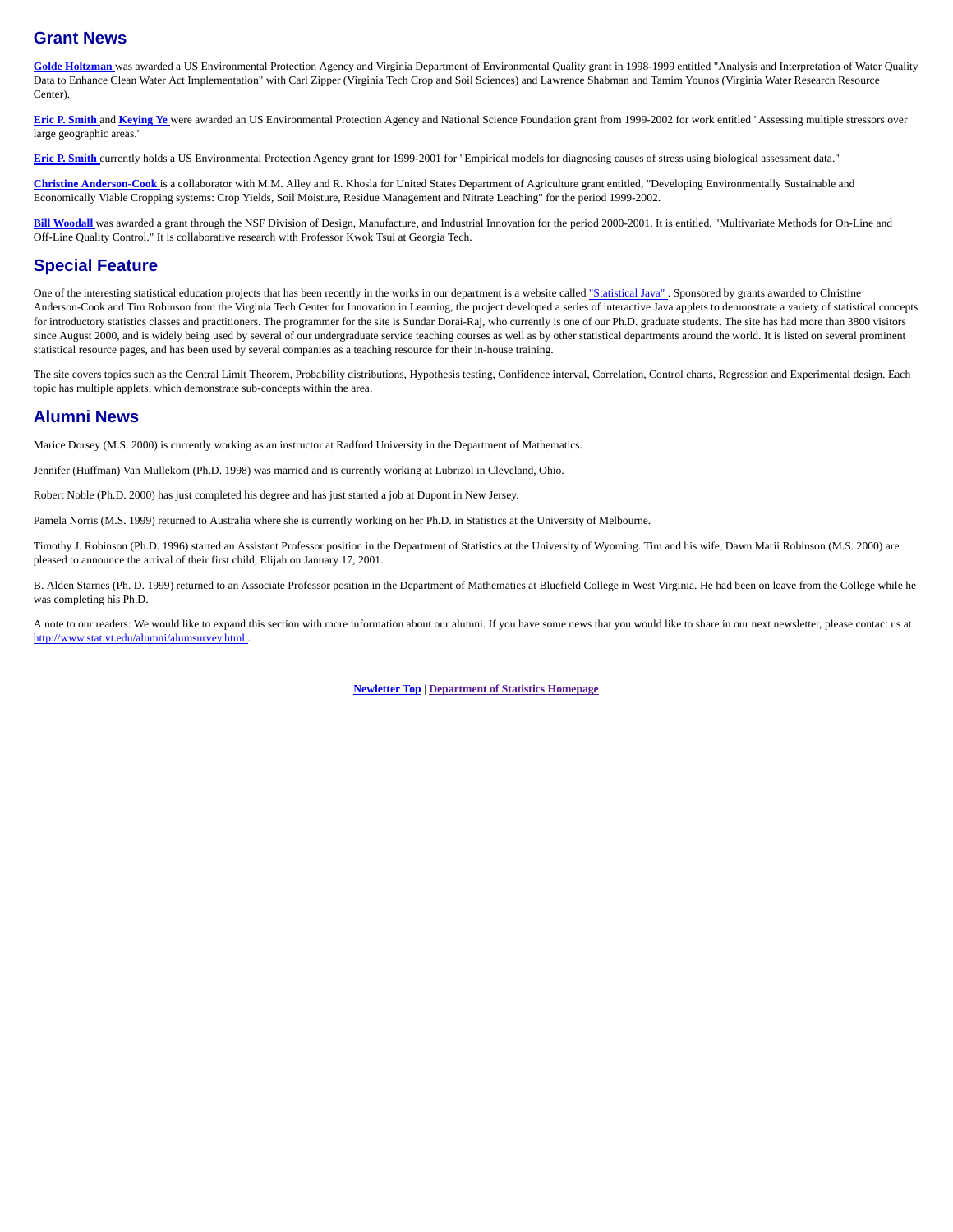## Grant News

**Golde Holtzman** was awarded a US Environmental Protection Agency and Virginia Department of Environmental Quality grant in 1998-1999 entitled "Analysis and Interpretation of Water Quality Data to Enhance Clean Water Act Implementation" with Carl Zipper (Virginia Tech Crop and Soil Sciences) and Lawrence Shabman and Tamim Younos (Virginia Water Research Resource Center).

**Eric P. Smith** and **Keying Ye** were awarded an US Environmental Protection Agency and National Science Foundation grant from 1999-2002 for work entitled "Assessing multiple stressors over large geographic areas."

**Eric P. Smith** currently holds a US Environmental Protection Agency grant for 1999-2001 for "Empirical models for diagnosing causes of stress using biological assessment data."

**Christine Anderson-Cook** is a collaborator with M.M. Alley and R. Khosla for United States Department of Agriculture grant entitled, "Developing Environmentally Sustainable and Economically Viable Cropping systems: Crop Yields, Soil Moisture, Residue Management and Nitrate Leaching" for the period 1999-2002.

**Bill Woodall** was awarded a grant through the NSF Division of Design, Manufacture, and Industrial Innovation for the period 2000-2001. It is entitled, "Multivariate Methods for On-Line and Off-Line Quality Control." It is collaborative research with Professor Kwok Tsui at Georgia Tech.

## Special Feature

One of the interesting statistical education projects that has been recently in the works in our department is a website called "Statistical Java" . Sponsored by grants awarded to Christine Anderson-Cook and Tim Robinson from the Virginia Tech Center for Innovation in Learning, the project developed a series of interactive Java applets to demonstrate a variety of statistical concepts for introductory statistics classes and practitioners. The programmer for the site is Sundar Dorai-Raj, who currently is one of our Ph.D. graduate students. The site has had more than 3800 visitors since August 2000, and is widely being used by several of our undergraduate service teaching courses as well as by other statistical departments around the world. It is listed on several prominent statistical resource pages, and has been used by several companies as a teaching resource for their in-house training.

The site covers topics such as the Central Limit Theorem, Probability distributions, Hypothesis testing, Confidence interval, Correlation, Control charts, Regression and Experimental design. Each topic has multiple applets, which demonstrate sub-concepts within the area.

## Alumni News

Marice Dorsey (M.S. 2000) is currently working as an instructor at Radford University in the Department of Mathematics.

Jennifer (Huffman) Van Mullekom (Ph.D. 1998) was married and is currently working at Lubrizol in Cleveland, Ohio.

Robert Noble (Ph.D. 2000) has just completed his degree and has just started a job at Dupont in New Jersey.

Pamela Norris (M.S. 1999) returned to Australia where she is currently working on her Ph.D. in Statistics at the University of Melbourne.

Timothy J. Robinson (Ph.D. 1996) started an Assistant Professor position in the Department of Statistics at the University of Wyoming. Tim and his wife, Dawn Marii Robinson (M.S. 2000) are pleased to announce the arrival of their first child, Elijah on January 17, 2001.

B. Alden Starnes (Ph. D. 1999) returned to an Associate Professor position in the Department of Mathematics at Bluefield College in West Virginia. He had been on leave from the College while he was completing his Ph.D.

A note to our readers: We would like to expand this section with more information about our alumni. If you have some news that you would like to share in our next newsletter, please contact us at http://www.stat.vt.edu/alumni/alumsurvey.html .

**Newletter Top** | **Department of Statistics Homepage**